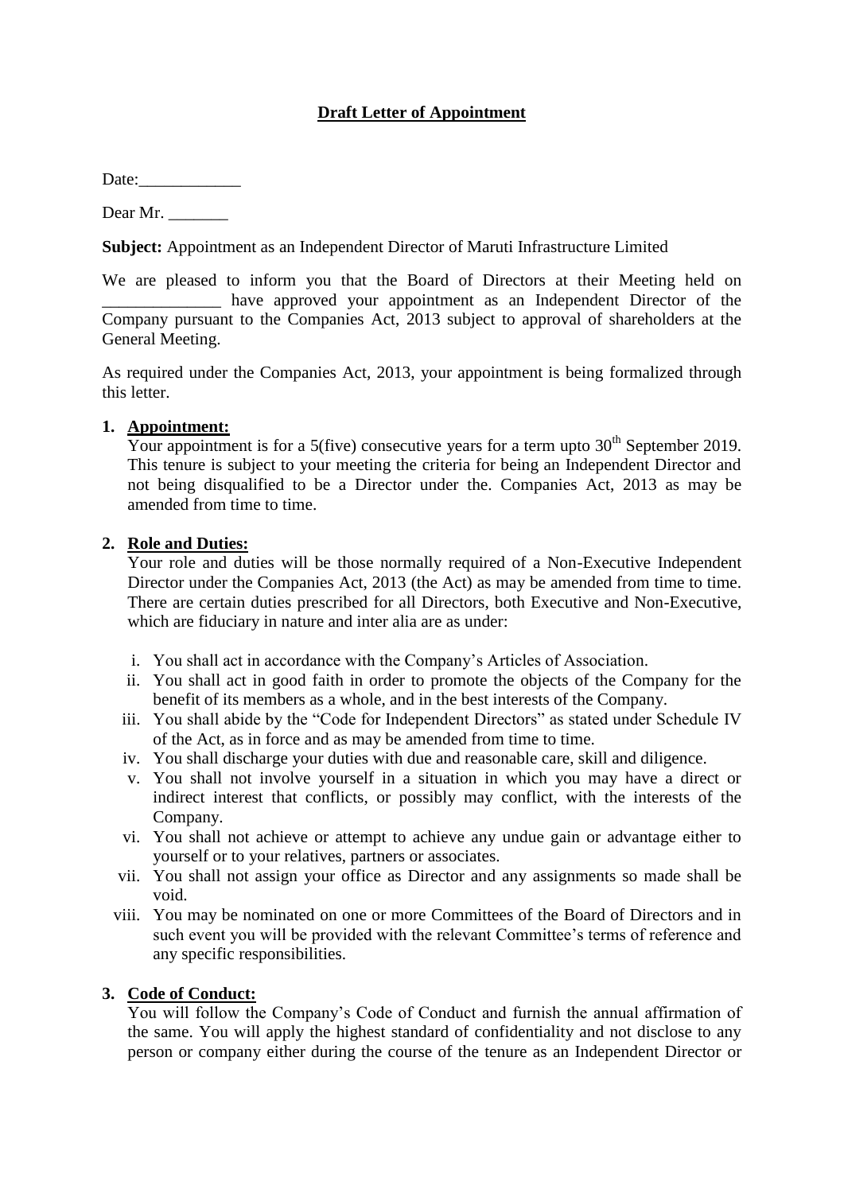# Draft Letter of Appointment

Date:____________

Dear Mr. _______

**Subject:** Appointment as an Independent Director of Maruti Infrastructure Limited

We are pleased to inform you that the Board of Directors at their Meeting held on ______________ have approved your appointment as an Independent Director of the Company pursuant to the Companies Act, 2013 subject to approval of shareholders at the General Meeting.

As required under the Companies Act, 2013, your appointment is being formalized through this letter.

1. **Appointment:**
   Your appointment is for a 5(five) consecutive years for a term upto 30th September 2019. This tenure is subject to your meeting the criteria for being an Independent Director and not being disqualified to be a Director under the. Companies Act, 2013 as may be amended from time to time.

2. **Role and Duties:**
   Your role and duties will be those normally required of a Non-Executive Independent Director under the Companies Act, 2013 (the Act) as may be amended from time to time. There are certain duties prescribed for all Directors, both Executive and Non-Executive, which are fiduciary in nature and inter alia are as under:

   i. You shall act in accordance with the Company's Articles of Association.
   ii. You shall act in good faith in order to promote the objects of the Company for the benefit of its members as a whole, and in the best interests of the Company.
   iii. You shall abide by the "Code for Independent Directors" as stated under Schedule IV of the Act, as in force and as may be amended from time to time.
   iv. You shall discharge your duties with due and reasonable care, skill and diligence.
   v. You shall not involve yourself in a situation in which you may have a direct or indirect interest that conflicts, or possibly may conflict, with the interests of the Company.
   vi. You shall not achieve or attempt to achieve any undue gain or advantage either to yourself or to your relatives, partners or associates.
   vii. You shall not assign your office as Director and any assignments so made shall be void.
   viii. You may be nominated on one or more Committees of the Board of Directors and in such event you will be provided with the relevant Committee's terms of reference and any specific responsibilities.

3. **Code of Conduct:**
   You will follow the Company's Code of Conduct and furnish the annual affirmation of the same. You will apply the highest standard of confidentiality and not disclose to any person or company either during the course of the tenure as an Independent Director or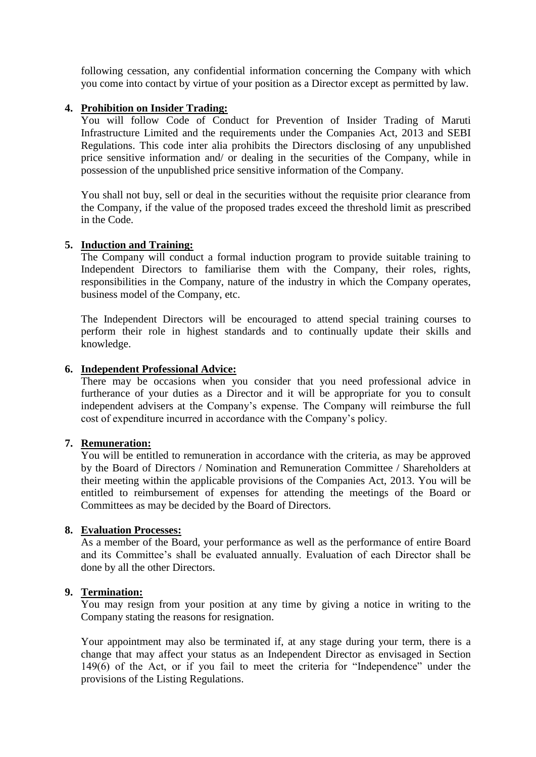following cessation, any confidential information concerning the Company with which you come into contact by virtue of your position as a Director except as permitted by law.

4. **Prohibition on Insider Trading:**

   You will follow Code of Conduct for Prevention of Insider Trading of Maruti Infrastructure Limited and the requirements under the Companies Act, 2013 and SEBI Regulations. This code inter alia prohibits the Directors disclosing of any unpublished price sensitive information and/ or dealing in the securities of the Company, while in possession of the unpublished price sensitive information of the Company.

   You shall not buy, sell or deal in the securities without the requisite prior clearance from the Company, if the value of the proposed trades exceed the threshold limit as prescribed in the Code.

5. **Induction and Training:**

   The Company will conduct a formal induction program to provide suitable training to Independent Directors to familiarise them with the Company, their roles, rights, responsibilities in the Company, nature of the industry in which the Company operates, business model of the Company, etc.

   The Independent Directors will be encouraged to attend special training courses to perform their role in highest standards and to continually update their skills and knowledge.

6. **Independent Professional Advice:**

   There may be occasions when you consider that you need professional advice in furtherance of your duties as a Director and it will be appropriate for you to consult independent advisers at the Company's expense. The Company will reimburse the full cost of expenditure incurred in accordance with the Company's policy.

7. **Remuneration:**

   You will be entitled to remuneration in accordance with the criteria, as may be approved by the Board of Directors / Nomination and Remuneration Committee / Shareholders at their meeting within the applicable provisions of the Companies Act, 2013. You will be entitled to reimbursement of expenses for attending the meetings of the Board or Committees as may be decided by the Board of Directors.

8. **Evaluation Processes:**

   As a member of the Board, your performance as well as the performance of entire Board and its Committee's shall be evaluated annually. Evaluation of each Director shall be done by all the other Directors.

9. **Termination:**

   You may resign from your position at any time by giving a notice in writing to the Company stating the reasons for resignation.

   Your appointment may also be terminated if, at any stage during your term, there is a change that may affect your status as an Independent Director as envisaged in Section 149(6) of the Act, or if you fail to meet the criteria for "Independence" under the provisions of the Listing Regulations.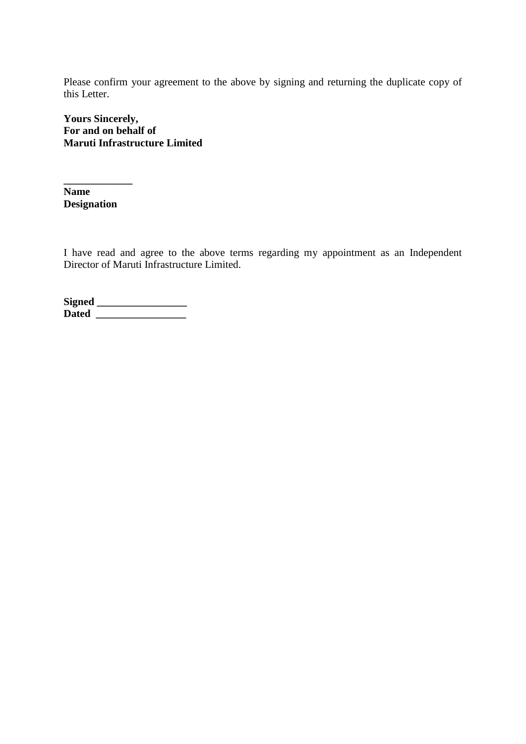Please confirm your agreement to the above by signing and returning the duplicate copy of this Letter.

**Yours Sincerely,**
**For and on behalf of**
**Maruti Infrastructure Limited**

_____________
**Name**
**Designation**

I have read and agree to the above terms regarding my appointment as an Independent Director of Maruti Infrastructure Limited.

**Signed** _________________
**Dated** _________________